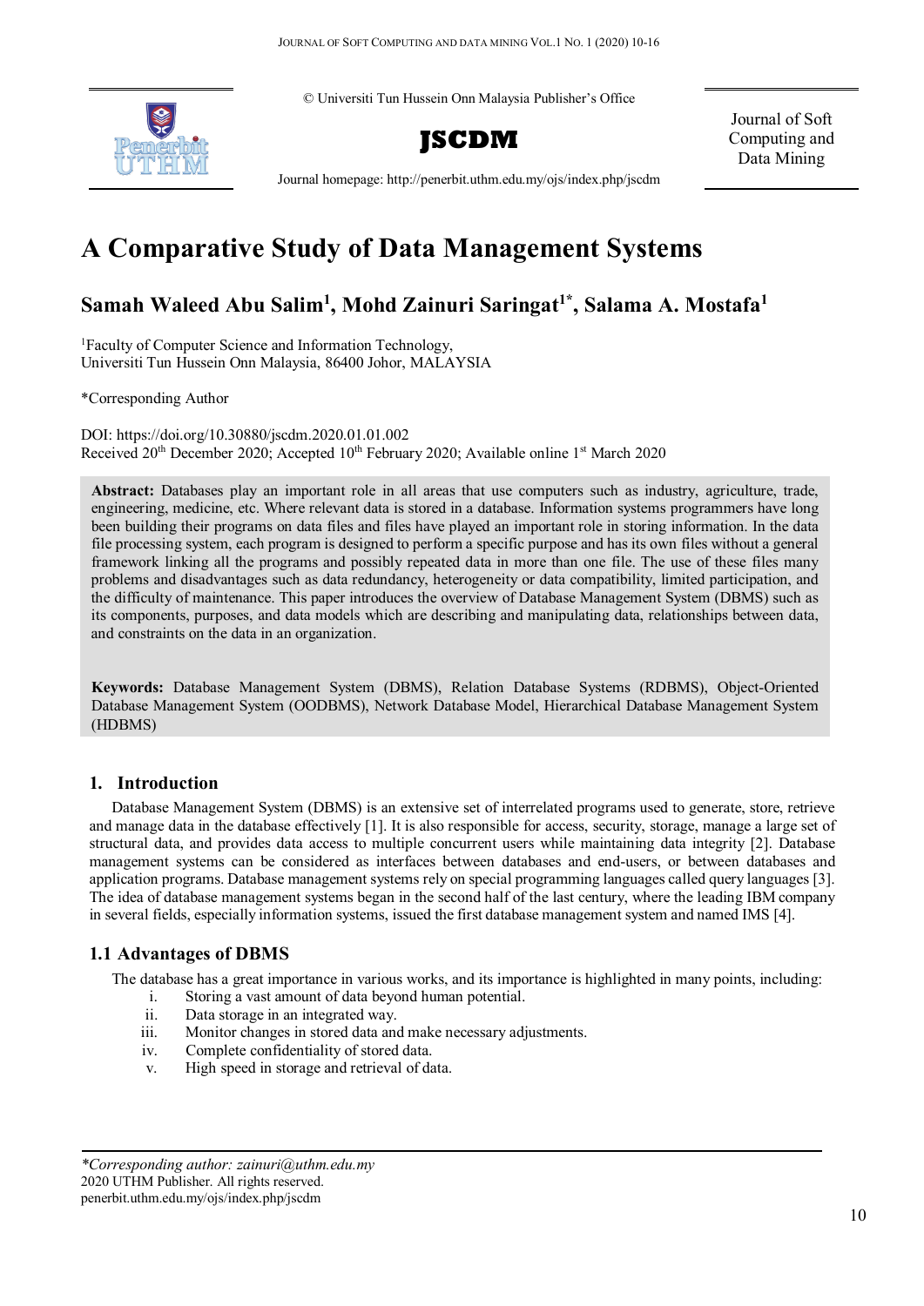© Universiti Tun Hussein Onn Malaysia Publisher's Office

**JSCDM**

Journal homepage: http://penerbit.uthm.edu.my/ojs/index.php/jscdm

Journal of Soft Computing and Data Mining

# A Comparative Study of Data Management Systems

## Samah Waleed Abu Salim[1], Mohd Zainuri Saringat[1*], Salama A. Mostafa[1]

[1]Faculty of Computer Science and Information Technology, Universiti Tun Hussein Onn Malaysia, 86400 Johor, MALAYSIA

*Corresponding Author

DOI: https://doi.org/10.30880/jscdm.2020.01.01.002
Received 20th December 2020; Accepted 10th February 2020; Available online 1st March 2020

**Abstract:** Databases play an important role in all areas that use computers such as industry, agriculture, trade, engineering, medicine, etc. Where relevant data is stored in a database. Information systems programmers have long been building their programs on data files and files have played an important role in storing information. In the data file processing system, each program is designed to perform a specific purpose and has its own files without a general framework linking all the programs and possibly repeated data in more than one file. The use of these files many problems and disadvantages such as data redundancy, heterogeneity or data compatibility, limited participation, and the difficulty of maintenance. This paper introduces the overview of Database Management System (DBMS) such as its components, purposes, and data models which are describing and manipulating data, relationships between data, and constraints on the data in an organization.

**Keywords:** Database Management System (DBMS), Relation Database Systems (RDBMS), Object-Oriented Database Management System (OODBMS), Network Database Model, Hierarchical Database Management System (HDBMS)

## 1. Introduction

Database Management System (DBMS) is an extensive set of interrelated programs used to generate, store, retrieve and manage data in the database effectively [1]. It is also responsible for access, security, storage, manage a large set of structural data, and provides data access to multiple concurrent users while maintaining data integrity [2]. Database management systems can be considered as interfaces between databases and end-users, or between databases and application programs. Database management systems rely on special programming languages called query languages [3]. The idea of database management systems began in the second half of the last century, where the leading IBM company in several fields, especially information systems, issued the first database management system and named IMS [4].

### 1.1 Advantages of DBMS

The database has a great importance in various works, and its importance is highlighted in many points, including:

i. Storing a vast amount of data beyond human potential.
ii. Data storage in an integrated way.
iii. Monitor changes in stored data and make necessary adjustments.
iv. Complete confidentiality of stored data.
v. High speed in storage and retrieval of data.

*\*Corresponding author: zainuri@uthm.edu.my*
2020 UTHM Publisher. All rights reserved.
penerbit.uthm.edu.my/ojs/index.php/jscdm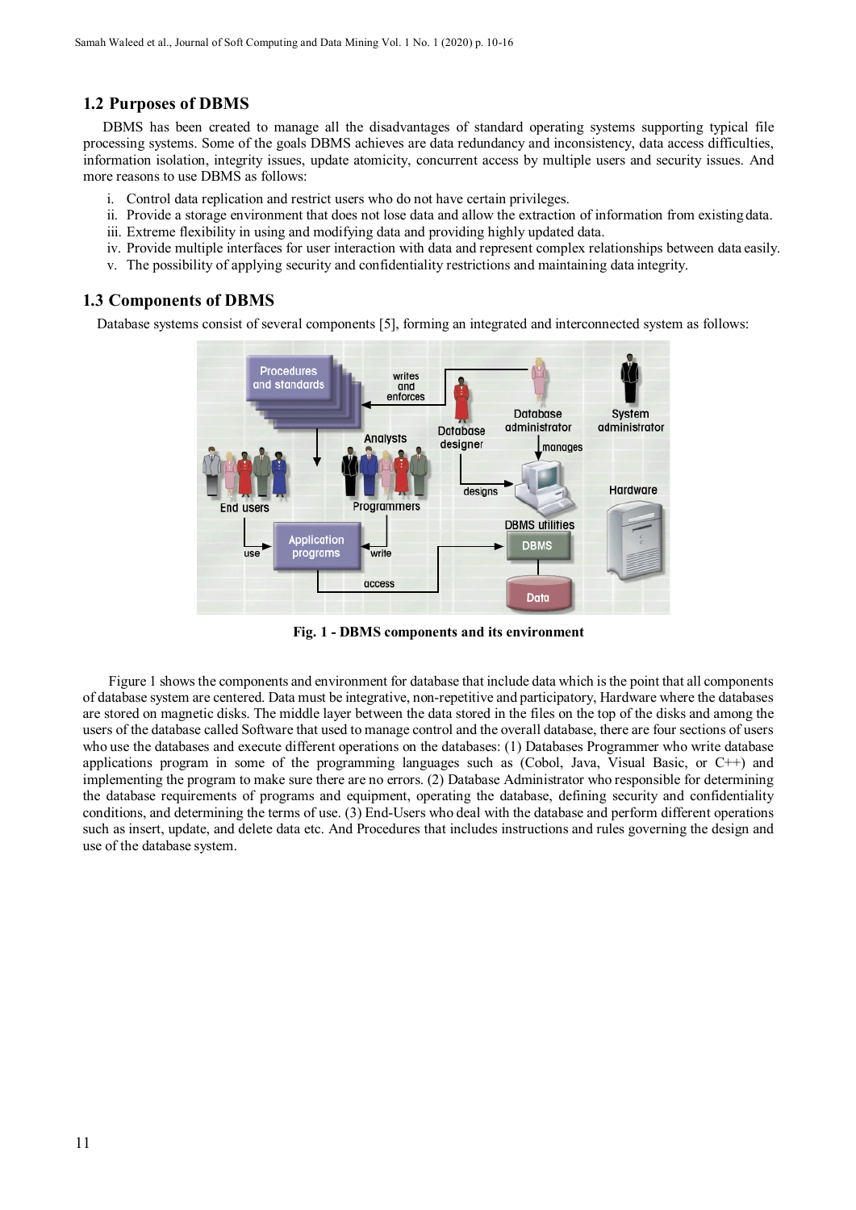## 1.2 Purposes of DBMS

DBMS has been created to manage all the disadvantages of standard operating systems supporting typical file processing systems. Some of the goals DBMS achieves are data redundancy and inconsistency, data access difficulties, information isolation, integrity issues, update atomicity, concurrent access by multiple users and security issues. And more reasons to use DBMS as follows:

i. Control data replication and restrict users who do not have certain privileges.
ii. Provide a storage environment that does not lose data and allow the extraction of information from existing data.
iii. Extreme flexibility in using and modifying data and providing highly updated data.
iv. Provide multiple interfaces for user interaction with data and represent complex relationships between data easily.
v. The possibility of applying security and confidentiality restrictions and maintaining data integrity.

## 1.3 Components of DBMS

Database systems consist of several components [5], forming an integrated and interconnected system as follows:

**Fig. 1 - DBMS components and its environment**

Figure 1 shows the components and environment for database that include data which is the point that all components of database system are centered. Data must be integrative, non-repetitive and participatory, Hardware where the databases are stored on magnetic disks. The middle layer between the data stored in the files on the top of the disks and among the users of the database called Software that used to manage control and the overall database, there are four sections of users who use the databases and execute different operations on the databases: (1) Databases Programmer who write database applications program in some of the programming languages such as (Cobol, Java, Visual Basic, or C++) and implementing the program to make sure there are no errors. (2) Database Administrator who responsible for determining the database requirements of programs and equipment, operating the database, defining security and confidentiality conditions, and determining the terms of use. (3) End-Users who deal with the database and perform different operations such as insert, update, and delete data etc. And Procedures that includes instructions and rules governing the design and use of the database system.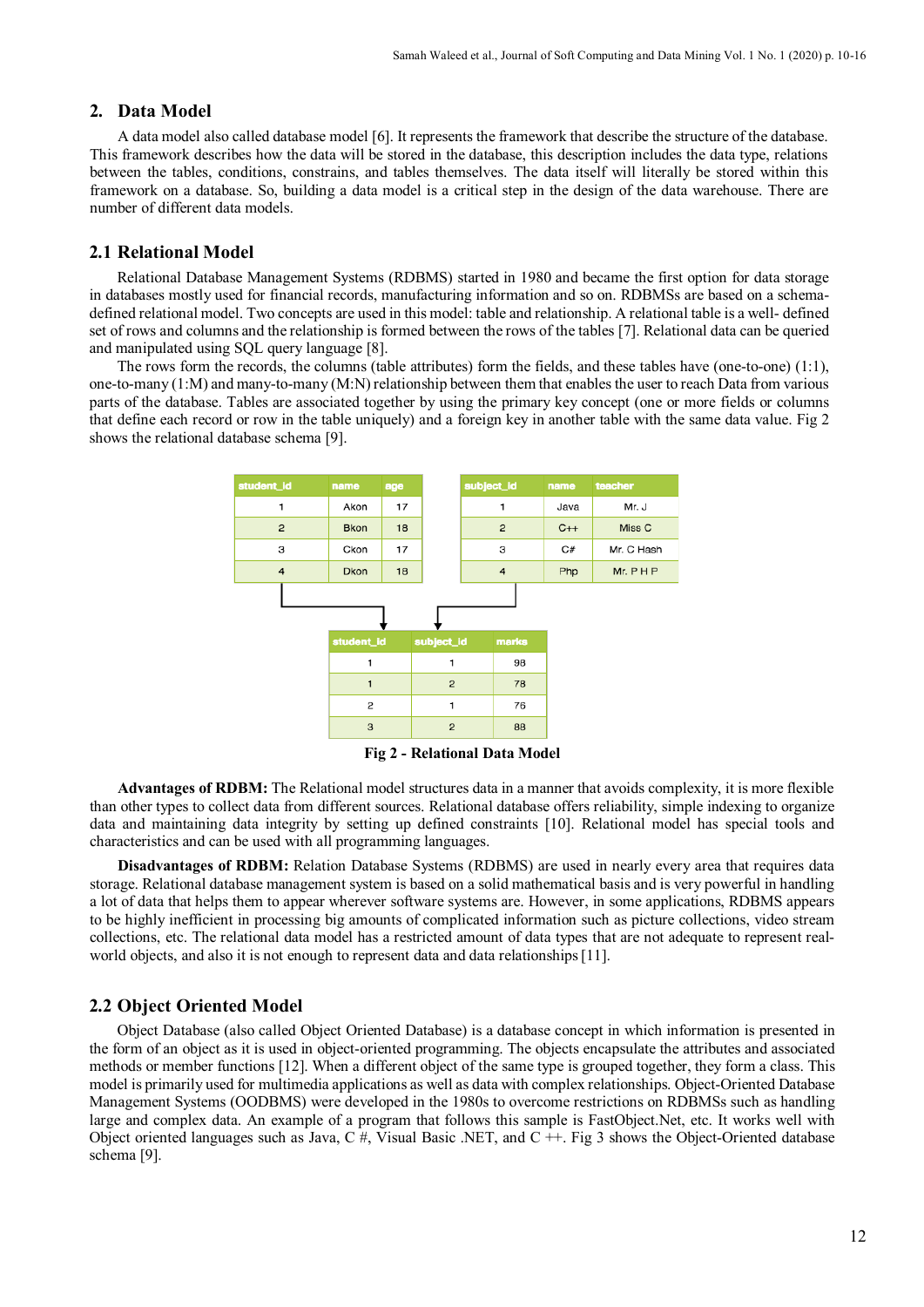## 2. Data Model

A data model also called database model [6]. It represents the framework that describe the structure of the database. This framework describes how the data will be stored in the database, this description includes the data type, relations between the tables, conditions, constrains, and tables themselves. The data itself will literally be stored within this framework on a database. So, building a data model is a critical step in the design of the data warehouse. There are number of different data models.

### 2.1 Relational Model

Relational Database Management Systems (RDBMS) started in 1980 and became the first option for data storage in databases mostly used for financial records, manufacturing information and so on. RDBMSs are based on a schema-defined relational model. Two concepts are used in this model: table and relationship. A relational table is a well- defined set of rows and columns and the relationship is formed between the rows of the tables [7]. Relational data can be queried and manipulated using SQL query language [8].

The rows form the records, the columns (table attributes) form the fields, and these tables have (one-to-one) (1:1), one-to-many (1:M) and many-to-many (M:N) relationship between them that enables the user to reach Data from various parts of the database. Tables are associated together by using the primary key concept (one or more fields or columns that define each record or row in the table uniquely) and a foreign key in another table with the same data value. Fig 2 shows the relational database schema [9].

| student_id | name | age |
|---|---|---|
| 1 | Akon | 17 |
| 2 | Bkon | 18 |
| 3 | Ckon | 17 |
| 4 | Dkon | 18 |

| subject_id | name | teacher |
|---|---|---|
| 1 | Java | Mr. J |
| 2 | C++ | Miss C |
| 3 | C# | Mr. C Hash |
| 4 | Php | Mr. P H P |

| student_id | subject_id | marks |
|---|---|---|
| 1 | 1 | 98 |
| 1 | 2 | 78 |
| 2 | 1 | 76 |
| 3 | 2 | 88 |

**Fig 2 - Relational Data Model**

**Advantages of RDBM:** The Relational model structures data in a manner that avoids complexity, it is more flexible than other types to collect data from different sources. Relational database offers reliability, simple indexing to organize data and maintaining data integrity by setting up defined constraints [10]. Relational model has special tools and characteristics and can be used with all programming languages.

**Disadvantages of RDBM:** Relation Database Systems (RDBMS) are used in nearly every area that requires data storage. Relational database management system is based on a solid mathematical basis and is very powerful in handling a lot of data that helps them to appear wherever software systems are. However, in some applications, RDBMS appears to be highly inefficient in processing big amounts of complicated information such as picture collections, video stream collections, etc. The relational data model has a restricted amount of data types that are not adequate to represent real-world objects, and also it is not enough to represent data and data relationships [11].

### 2.2 Object Oriented Model

Object Database (also called Object Oriented Database) is a database concept in which information is presented in the form of an object as it is used in object-oriented programming. The objects encapsulate the attributes and associated methods or member functions [12]. When a different object of the same type is grouped together, they form a class. This model is primarily used for multimedia applications as well as data with complex relationships. Object-Oriented Database Management Systems (OODBMS) were developed in the 1980s to overcome restrictions on RDBMSs such as handling large and complex data. An example of a program that follows this sample is FastObject.Net, etc. It works well with Object oriented languages such as Java, C #, Visual Basic .NET, and C ++. Fig 3 shows the Object-Oriented database schema [9].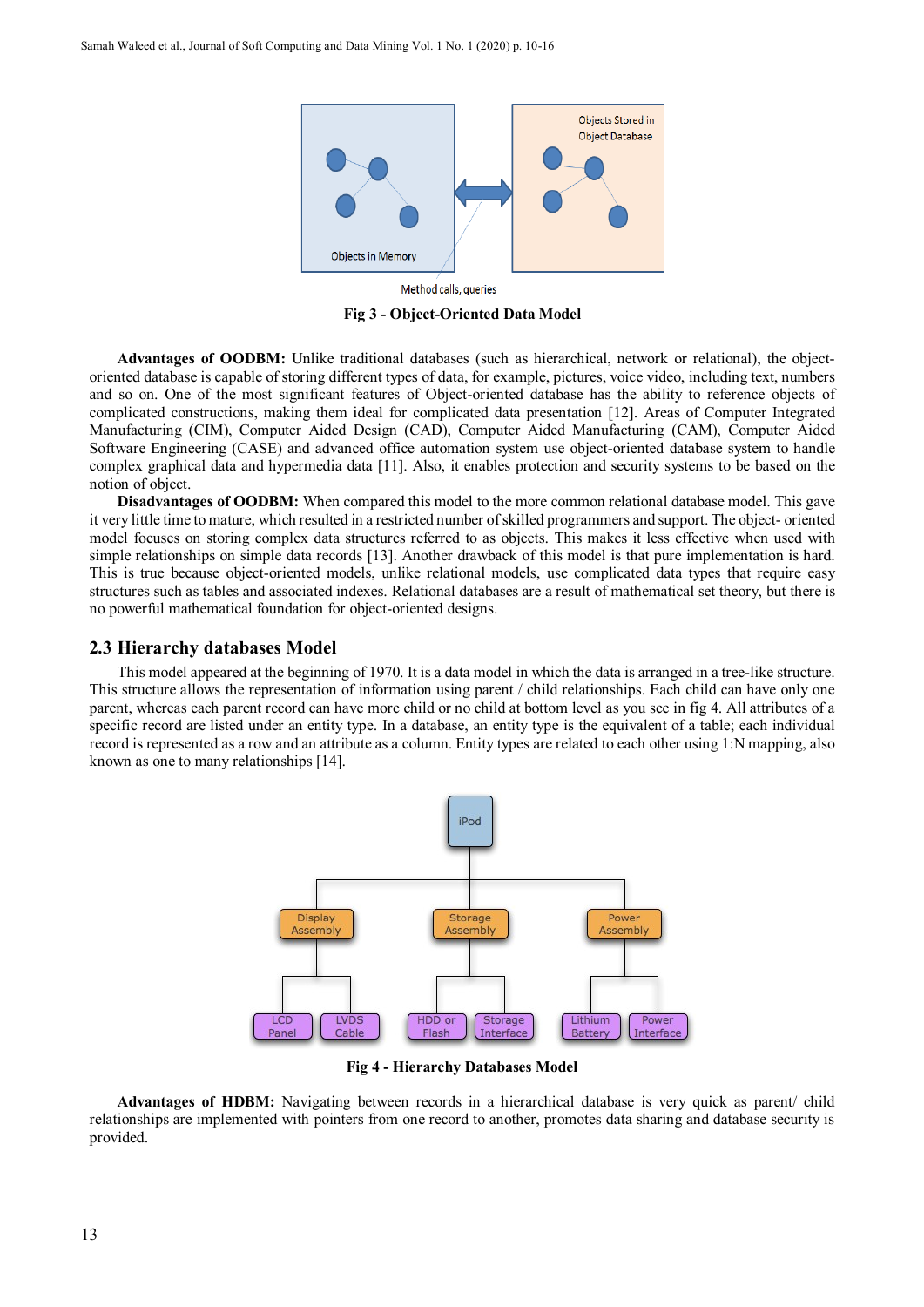Fig 3 - Object-Oriented Data Model

**Advantages of OODBM:** Unlike traditional databases (such as hierarchical, network or relational), the object-oriented database is capable of storing different types of data, for example, pictures, voice video, including text, numbers and so on. One of the most significant features of Object-oriented database has the ability to reference objects of complicated constructions, making them ideal for complicated data presentation [12]. Areas of Computer Integrated Manufacturing (CIM), Computer Aided Design (CAD), Computer Aided Manufacturing (CAM), Computer Aided Software Engineering (CASE) and advanced office automation system use object-oriented database system to handle complex graphical data and hypermedia data [11]. Also, it enables protection and security systems to be based on the notion of object.

**Disadvantages of OODBM:** When compared this model to the more common relational database model. This gave it very little time to mature, which resulted in a restricted number of skilled programmers and support. The object- oriented model focuses on storing complex data structures referred to as objects. This makes it less effective when used with simple relationships on simple data records [13]. Another drawback of this model is that pure implementation is hard. This is true because object-oriented models, unlike relational models, use complicated data types that require easy structures such as tables and associated indexes. Relational databases are a result of mathematical set theory, but there is no powerful mathematical foundation for object-oriented designs.

## 2.3 Hierarchy databases Model

This model appeared at the beginning of 1970. It is a data model in which the data is arranged in a tree-like structure. This structure allows the representation of information using parent / child relationships. Each child can have only one parent, whereas each parent record can have more child or no child at bottom level as you see in fig 4. All attributes of a specific record are listed under an entity type. In a database, an entity type is the equivalent of a table; each individual record is represented as a row and an attribute as a column. Entity types are related to each other using 1:N mapping, also known as one to many relationships [14].

Fig 4 - Hierarchy Databases Model

**Advantages of HDBM:** Navigating between records in a hierarchical database is very quick as parent/ child relationships are implemented with pointers from one record to another, promotes data sharing and database security is provided.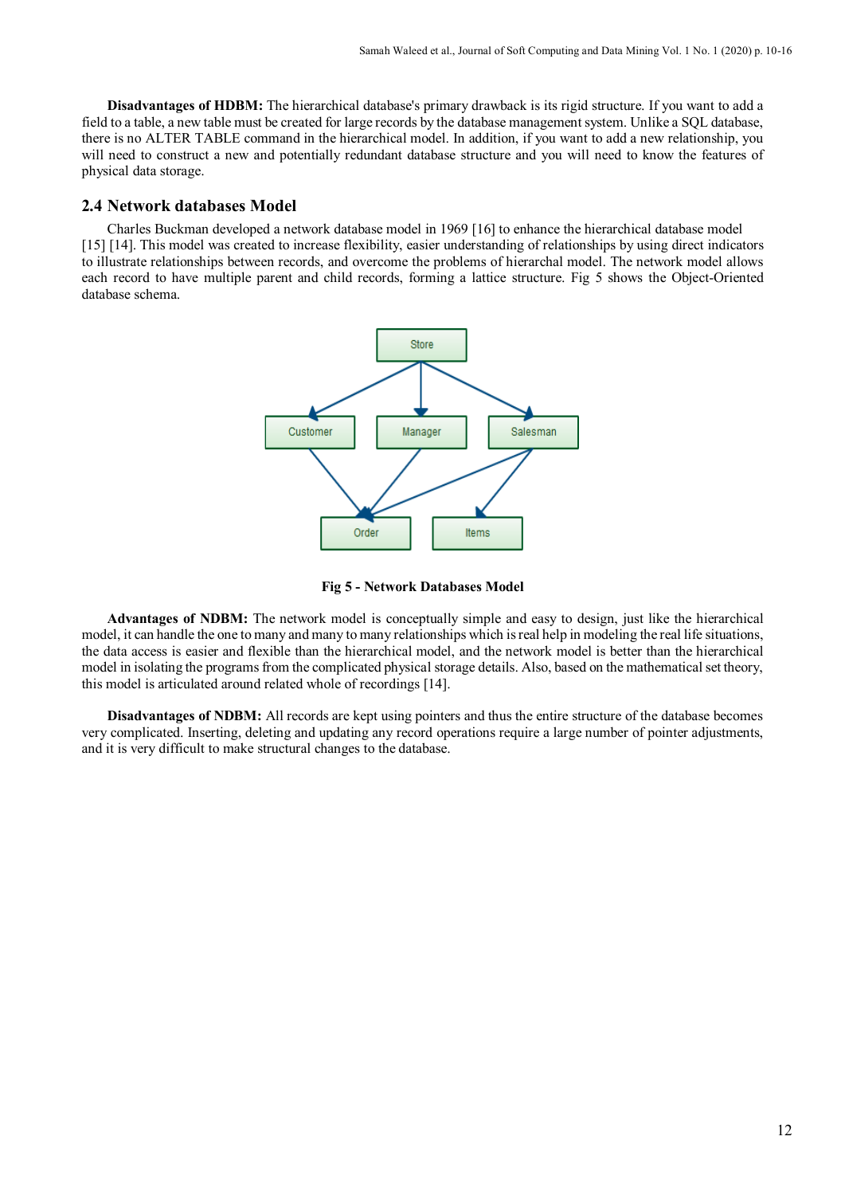**Disadvantages of HDBM:** The hierarchical database's primary drawback is its rigid structure. If you want to add a field to a table, a new table must be created for large records by the database management system. Unlike a SQL database, there is no ALTER TABLE command in the hierarchical model. In addition, if you want to add a new relationship, you will need to construct a new and potentially redundant database structure and you will need to know the features of physical data storage.

## 2.4 Network databases Model

Charles Buckman developed a network database model in 1969 [16] to enhance the hierarchical database model [15] [14]. This model was created to increase flexibility, easier understanding of relationships by using direct indicators to illustrate relationships between records, and overcome the problems of hierarchal model. The network model allows each record to have multiple parent and child records, forming a lattice structure. Fig 5 shows the Object-Oriented database schema.

**Fig 5 - Network Databases Model**

**Advantages of NDBM:** The network model is conceptually simple and easy to design, just like the hierarchical model, it can handle the one to many and many to many relationships which is real help in modeling the real life situations, the data access is easier and flexible than the hierarchical model, and the network model is better than the hierarchical model in isolating the programs from the complicated physical storage details. Also, based on the mathematical set theory, this model is articulated around related whole of recordings [14].

**Disadvantages of NDBM:** All records are kept using pointers and thus the entire structure of the database becomes very complicated. Inserting, deleting and updating any record operations require a large number of pointer adjustments, and it is very difficult to make structural changes to the database.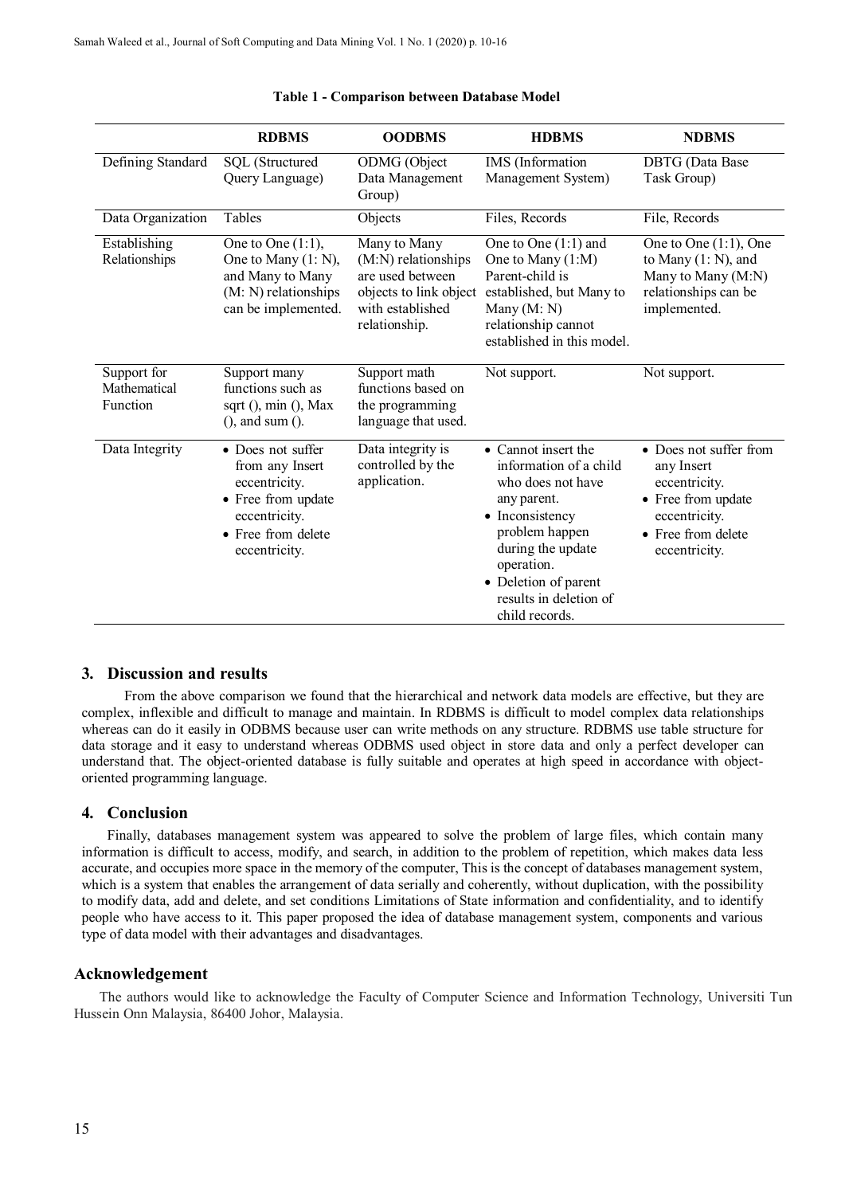**Table 1 - Comparison between Database Model**

| | RDBMS | OODBMS | HDBMS | NDBMS |
|---|---|---|---|---|
| Defining Standard | SQL (Structured Query Language) | ODMG (Object Data Management Group) | IMS (Information Management System) | DBTG (Data Base Task Group) |
| Data Organization | Tables | Objects | Files, Records | File, Records |
| Establishing Relationships | One to One (1:1), One to Many (1: N), and Many to Many (M: N) relationships can be implemented. | Many to Many (M:N) relationships are used between objects to link object with established relationship. | One to One (1:1) and One to Many (1:M) Parent-child is established, but Many to Many (M: N) relationship cannot established in this model. | One to One (1:1), One to Many (1: N), and Many to Many (M:N) relationships can be implemented. |
| Support for Mathematical Function | Support many functions such as sqrt (), min (), Max (), and sum (). | Support math functions based on the programming language that used. | Not support. | Not support. |
| Data Integrity | • Does not suffer from any Insert eccentricity.<br>• Free from update eccentricity.<br>• Free from delete eccentricity. | Data integrity is controlled by the application. | • Cannot insert the information of a child who does not have any parent.<br>• Inconsistency problem happen during the update operation.<br>• Deletion of parent results in deletion of child records. | • Does not suffer from any Insert eccentricity.<br>• Free from update eccentricity.<br>• Free from delete eccentricity. |

## 3. Discussion and results

From the above comparison we found that the hierarchical and network data models are effective, but they are complex, inflexible and difficult to manage and maintain. In RDBMS is difficult to model complex data relationships whereas can do it easily in ODBMS because user can write methods on any structure. RDBMS use table structure for data storage and it easy to understand whereas ODBMS used object in store data and only a perfect developer can understand that. The object-oriented database is fully suitable and operates at high speed in accordance with object-oriented programming language.

## 4. Conclusion

Finally, databases management system was appeared to solve the problem of large files, which contain many information is difficult to access, modify, and search, in addition to the problem of repetition, which makes data less accurate, and occupies more space in the memory of the computer, This is the concept of databases management system, which is a system that enables the arrangement of data serially and coherently, without duplication, with the possibility to modify data, add and delete, and set conditions Limitations of State information and confidentiality, and to identify people who have access to it. This paper proposed the idea of database management system, components and various type of data model with their advantages and disadvantages.

## Acknowledgement

The authors would like to acknowledge the Faculty of Computer Science and Information Technology, Universiti Tun Hussein Onn Malaysia, 86400 Johor, Malaysia.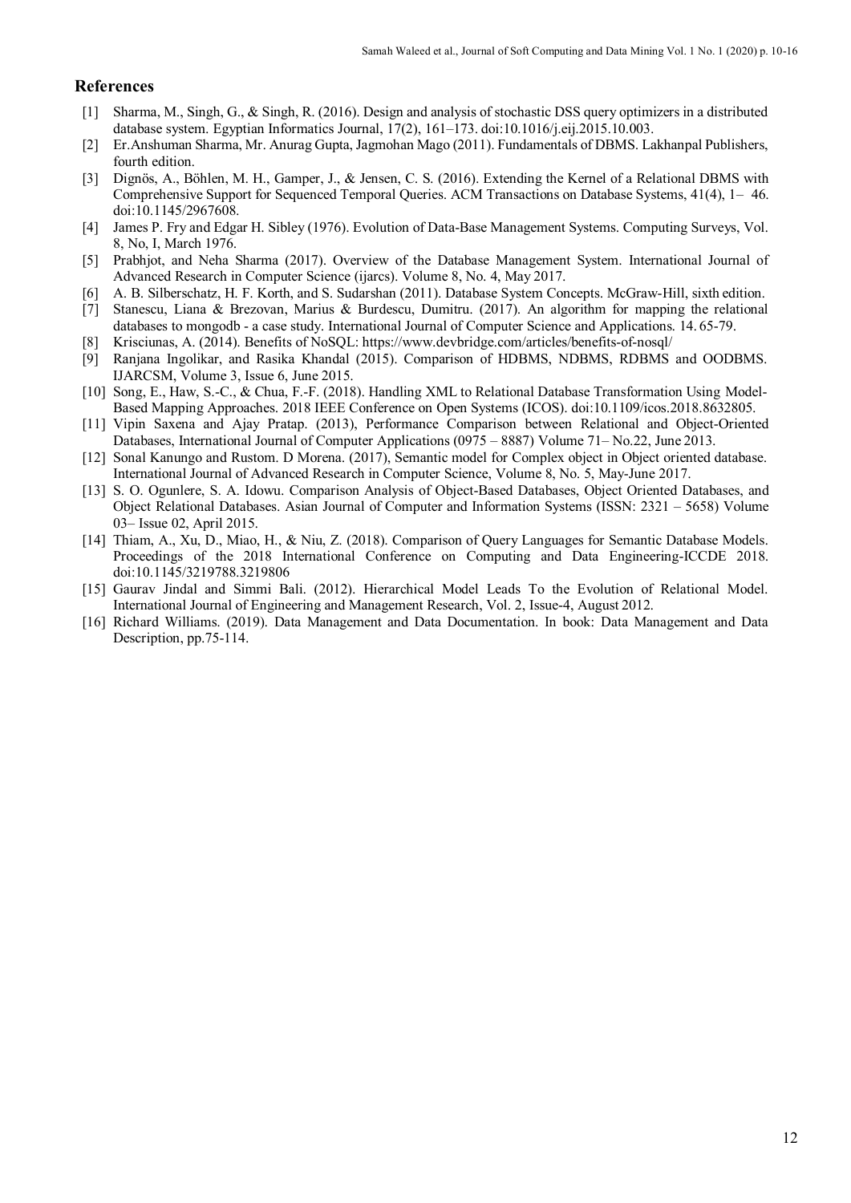## References

[1] Sharma, M., Singh, G., & Singh, R. (2016). Design and analysis of stochastic DSS query optimizers in a distributed database system. Egyptian Informatics Journal, 17(2), 161–173. doi:10.1016/j.eij.2015.10.003.

[2] Er.Anshuman Sharma, Mr. Anurag Gupta, Jagmohan Mago (2011). Fundamentals of DBMS. Lakhanpal Publishers, fourth edition.

[3] Dignös, A., Böhlen, M. H., Gamper, J., & Jensen, C. S. (2016). Extending the Kernel of a Relational DBMS with Comprehensive Support for Sequenced Temporal Queries. ACM Transactions on Database Systems, 41(4), 1– 46. doi:10.1145/2967608.

[4] James P. Fry and Edgar H. Sibley (1976). Evolution of Data-Base Management Systems. Computing Surveys, Vol. 8, No, I, March 1976.

[5] Prabhjot, and Neha Sharma (2017). Overview of the Database Management System. International Journal of Advanced Research in Computer Science (ijarcs). Volume 8, No. 4, May 2017.

[6] A. B. Silberschatz, H. F. Korth, and S. Sudarshan (2011). Database System Concepts. McGraw-Hill, sixth edition.

[7] Stanescu, Liana & Brezovan, Marius & Burdescu, Dumitru. (2017). An algorithm for mapping the relational databases to mongodb - a case study. International Journal of Computer Science and Applications. 14. 65-79.

[8] Krisciunas, A. (2014). Benefits of NoSQL: https://www.devbridge.com/articles/benefits-of-nosql/

[9] Ranjana Ingolikar, and Rasika Khandal (2015). Comparison of HDBMS, NDBMS, RDBMS and OODBMS. IJARCSM, Volume 3, Issue 6, June 2015.

[10] Song, E., Haw, S.-C., & Chua, F.-F. (2018). Handling XML to Relational Database Transformation Using Model-Based Mapping Approaches. 2018 IEEE Conference on Open Systems (ICOS). doi:10.1109/icos.2018.8632805.

[11] Vipin Saxena and Ajay Pratap. (2013), Performance Comparison between Relational and Object-Oriented Databases, International Journal of Computer Applications (0975 – 8887) Volume 71– No.22, June 2013.

[12] Sonal Kanungo and Rustom. D Morena. (2017), Semantic model for Complex object in Object oriented database. International Journal of Advanced Research in Computer Science, Volume 8, No. 5, May-June 2017.

[13] S. O. Ogunlere, S. A. Idowu. Comparison Analysis of Object-Based Databases, Object Oriented Databases, and Object Relational Databases. Asian Journal of Computer and Information Systems (ISSN: 2321 – 5658) Volume 03– Issue 02, April 2015.

[14] Thiam, A., Xu, D., Miao, H., & Niu, Z. (2018). Comparison of Query Languages for Semantic Database Models. Proceedings of the 2018 International Conference on Computing and Data Engineering-ICCDE 2018. doi:10.1145/3219788.3219806

[15] Gaurav Jindal and Simmi Bali. (2012). Hierarchical Model Leads To the Evolution of Relational Model. International Journal of Engineering and Management Research, Vol. 2, Issue-4, August 2012.

[16] Richard Williams. (2019). Data Management and Data Documentation. In book: Data Management and Data Description, pp.75-114.